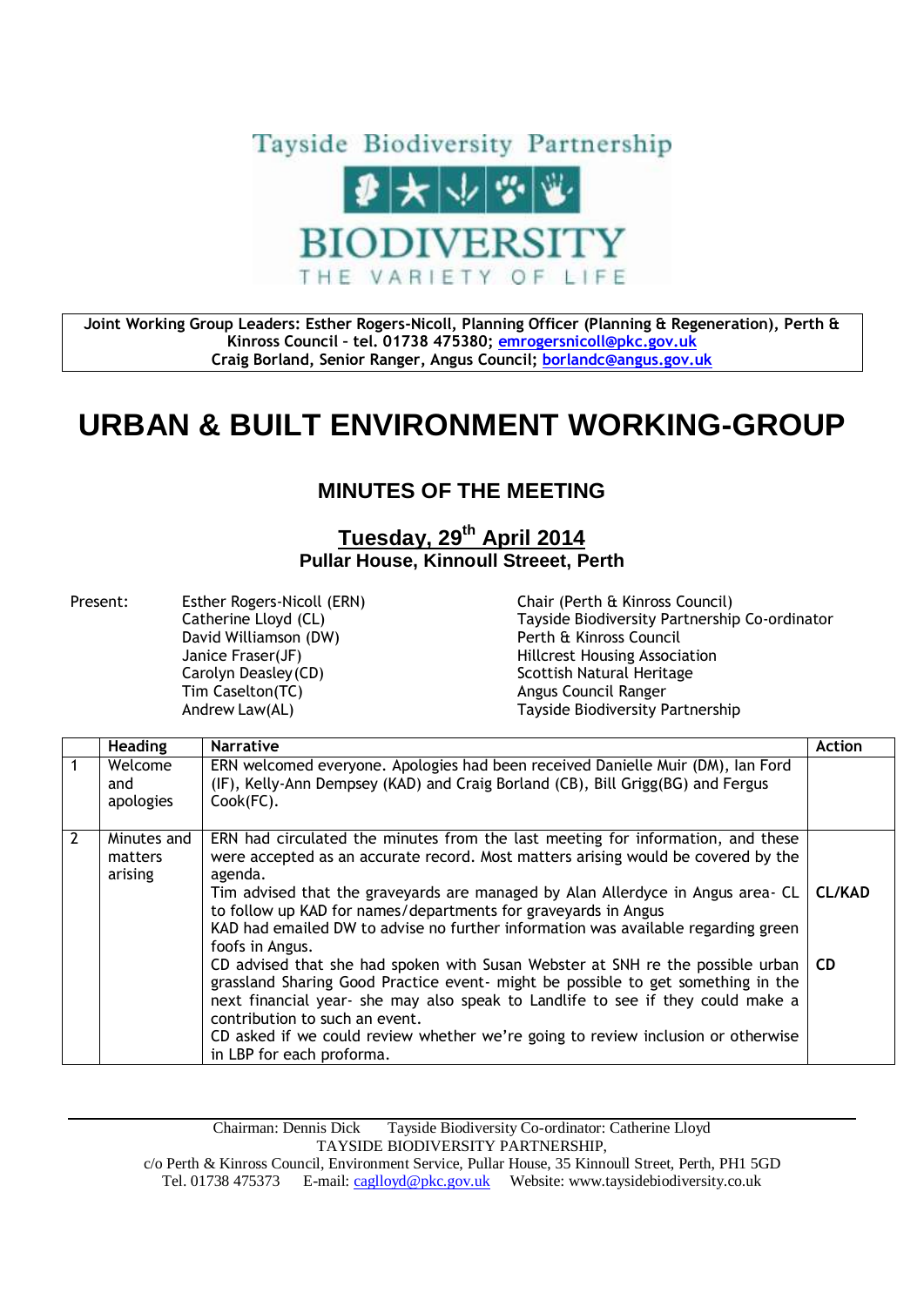Tayside Biodiversity Partnership

BIODIVERSITY

THE VARIETY OF LIFE

**Joint Working Group Leaders: Esther Rogers-Nicoll, Planning Officer (Planning & Regeneration), Perth & Kinross Council – tel. 01738 475380; emrogersnicoll@pkc.gov.uk**
**Craig Borland, Senior Ranger, Angus Council; borlandc@angus.gov.uk**

# URBAN & BUILT ENVIRONMENT WORKING-GROUP

## MINUTES OF THE MEETING

### Tuesday, 29th April 2014

**Pullar House, Kinnoull Streeet, Perth**

| Present: | | |
|---|---|---|
| | Esther Rogers-Nicoll (ERN) | Chair (Perth & Kinross Council) |
| | Catherine Lloyd (CL) | Tayside Biodiversity Partnership Co-ordinator |
| | David Williamson (DW) | Perth & Kinross Council |
| | Janice Fraser(JF) | Hillcrest Housing Association |
| | Carolyn Deasley (CD) | Scottish Natural Heritage |
| | Tim Caselton(TC) | Angus Council Ranger |
| | Andrew Law(AL) | Tayside Biodiversity Partnership |

| | Heading | Narrative | Action |
|---|---|---|---|
| 1 | Welcome and apologies | ERN welcomed everyone. Apologies had been received Danielle Muir (DM), Ian Ford (IF), Kelly-Ann Dempsey (KAD) and Craig Borland (CB), Bill Grigg(BG) and Fergus Cook(FC). | |
| 2 | Minutes and matters arising | ERN had circulated the minutes from the last meeting for information, and these were accepted as an accurate record. Most matters arising would be covered by the agenda.<br>Tim advised that the graveyards are managed by Alan Allerdyce in Angus area- CL to follow up KAD for names/departments for graveyards in Angus<br>KAD had emailed DW to advise no further information was available regarding green foofs in Angus.<br>CD advised that she had spoken with Susan Webster at SNH re the possible urban grassland Sharing Good Practice event- might be possible to get something in the next financial year- she may also speak to Landlife to see if they could make a contribution to such an event.<br>CD asked if we could review whether we're going to review inclusion or otherwise in LBP for each proforma. | **CL/KAD**<br><br><br><br>**CD** |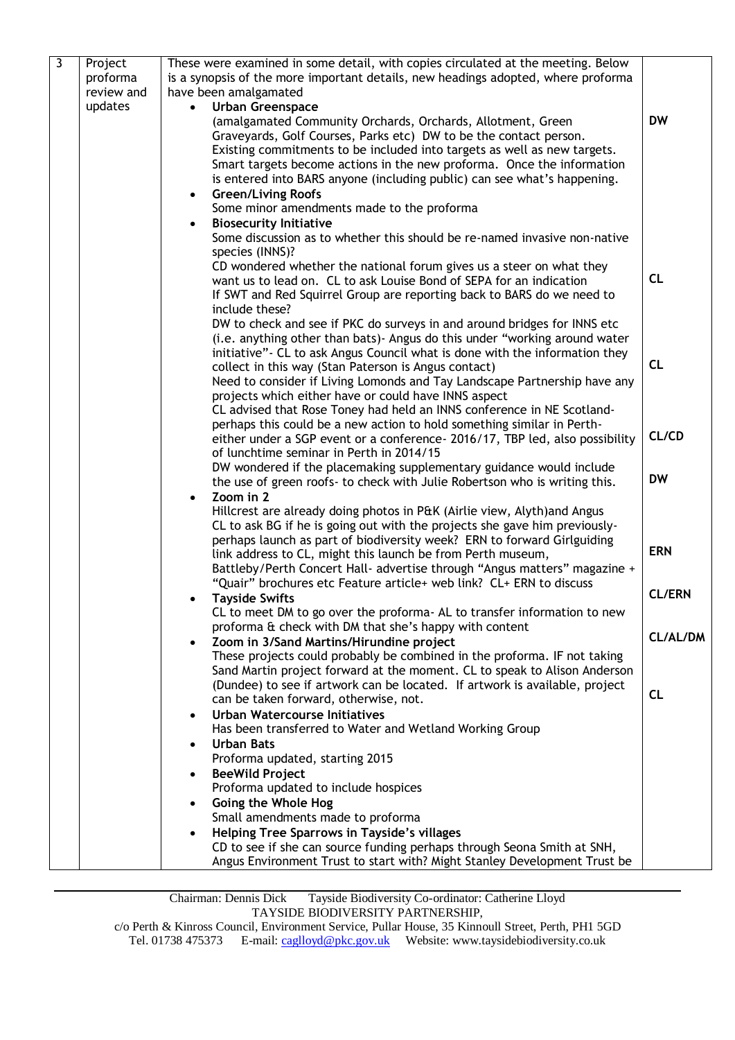| 3 | Project proforma review and updates | These were examined in some detail, with copies circulated at the meeting. Below is a synopsis of the more important details, new headings adopted, where proforma have been amalgamated<br>• **Urban Greenspace**<br>(amalgamated Community Orchards, Orchards, Allotment, Green Graveyards, Golf Courses, Parks etc) DW to be the contact person. Existing commitments to be included into targets as well as new targets. Smart targets become actions in the new proforma. Once the information is entered into BARS anyone (including public) can see what's happening.<br>• **Green/Living Roofs**<br>Some minor amendments made to the proforma<br>• **Biosecurity Initiative**<br>Some discussion as to whether this should be re-named invasive non-native species (INNS)?<br>CD wondered whether the national forum gives us a steer on what they want us to lead on. CL to ask Louise Bond of SEPA for an indication<br>If SWT and Red Squirrel Group are reporting back to BARS do we need to include these?<br>DW to check and see if PKC do surveys in and around bridges for INNS etc (i.e. anything other than bats)- Angus do this under "working around water initiative"- CL to ask Angus Council what is done with the information they collect in this way (Stan Paterson is Angus contact)<br>Need to consider if Living Lomonds and Tay Landscape Partnership have any projects which either have or could have INNS aspect<br>CL advised that Rose Toney had held an INNS conference in NE Scotland- perhaps this could be a new action to hold something similar in Perth- either under a SGP event or a conference- 2016/17, TBP led, also possibility of lunchtime seminar in Perth in 2014/15<br>DW wondered if the placemaking supplementary guidance would include the use of green roofs- to check with Julie Robertson who is writing this.<br>• **Zoom in 2**<br>Hillcrest are already doing photos in P&K (Airlie view, Alyth)and Angus CL to ask BG if he is going out with the projects she gave him previously- perhaps launch as part of biodiversity week? ERN to forward Girlguiding link address to CL, might this launch be from Perth museum, Battleby/Perth Concert Hall- advertise through "Angus matters" magazine + "Quair" brochures etc Feature article+ web link? CL+ ERN to discuss<br>• **Tayside Swifts**<br>CL to meet DM to go over the proforma- AL to transfer information to new proforma & check with DM that she's happy with content<br>• **Zoom in 3/Sand Martins/Hirundine project**<br>These projects could probably be combined in the proforma. IF not taking Sand Martin project forward at the moment. CL to speak to Alison Anderson (Dundee) to see if artwork can be located. If artwork is available, project can be taken forward, otherwise, not.<br>• **Urban Watercourse Initiatives**<br>Has been transferred to Water and Wetland Working Group<br>• **Urban Bats**<br>Proforma updated, starting 2015<br>• **BeeWild Project**<br>Proforma updated to include hospices<br>• **Going the Whole Hog**<br>Small amendments made to proforma<br>• **Helping Tree Sparrows in Tayside's villages**<br>CD to see if she can source funding perhaps through Seona Smith at SNH, Angus Environment Trust to start with? Might Stanley Development Trust be | **DW**<br><br>**CL**<br><br>**CL**<br><br>**CL/CD**<br><br>**DW**<br><br>**ERN**<br><br>**CL/ERN**<br><br>**CL/AL/DM**<br><br>**CL** |
|---|---|---|---|

Chairman: Dennis Dick    Tayside Biodiversity Co-ordinator: Catherine Lloyd
TAYSIDE BIODIVERSITY PARTNERSHIP,
c/o Perth & Kinross Council, Environment Service, Pullar House, 35 Kinnoull Street, Perth, PH1 5GD
Tel. 01738 475373    E-mail: caglloyd@pkc.gov.uk    Website: www.taysidebiodiversity.co.uk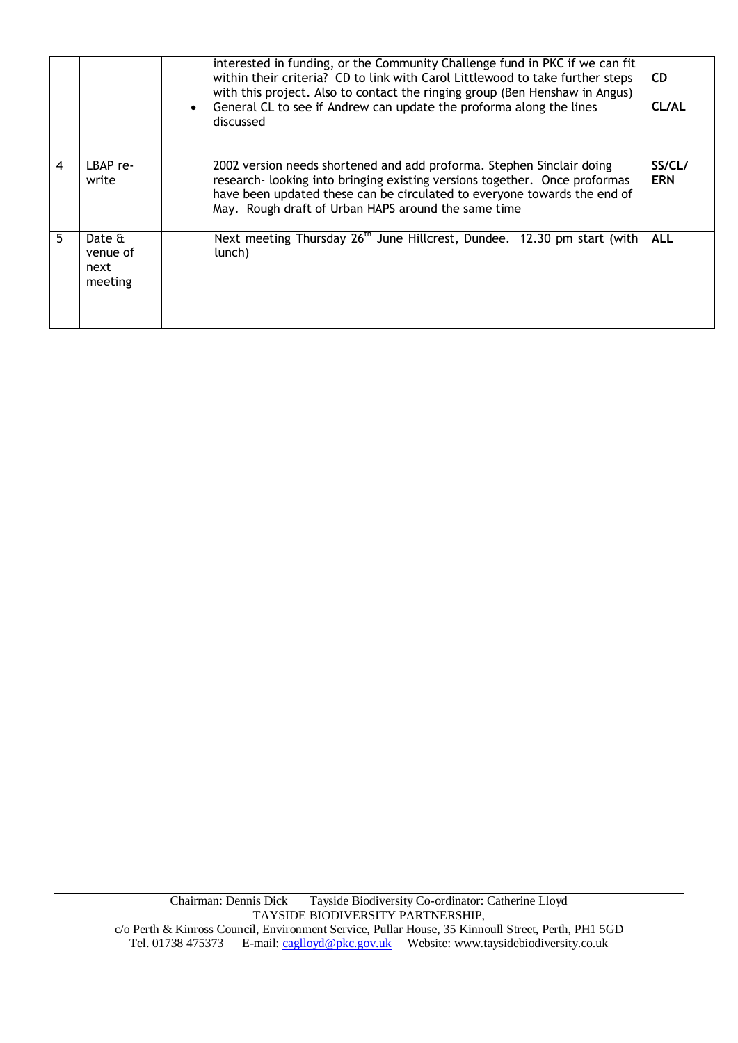| | | | |
|---|---|---|---|
| | | interested in funding, or the Community Challenge fund in PKC if we can fit within their criteria? CD to link with Carol Littlewood to take further steps with this project. Also to contact the ringing group (Ben Henshaw in Angus)<br>• General CL to see if Andrew can update the proforma along the lines discussed | **CD**<br>**CL/AL** |
| 4 | LBAP re-write | 2002 version needs shortened and add proforma. Stephen Sinclair doing research- looking into bringing existing versions together. Once proformas have been updated these can be circulated to everyone towards the end of May. Rough draft of Urban HAPS around the same time | **SS/CL/ ERN** |
| 5 | Date & venue of next meeting | Next meeting Thursday 26th June Hillcrest, Dundee. 12.30 pm start (with lunch) | **ALL** |

Chairman: Dennis Dick Tayside Biodiversity Co-ordinator: Catherine Lloyd
TAYSIDE BIODIVERSITY PARTNERSHIP,
c/o Perth & Kinross Council, Environment Service, Pullar House, 35 Kinnoull Street, Perth, PH1 5GD
Tel. 01738 475373 E-mail: caglloyd@pkc.gov.uk Website: www.taysidebiodiversity.co.uk